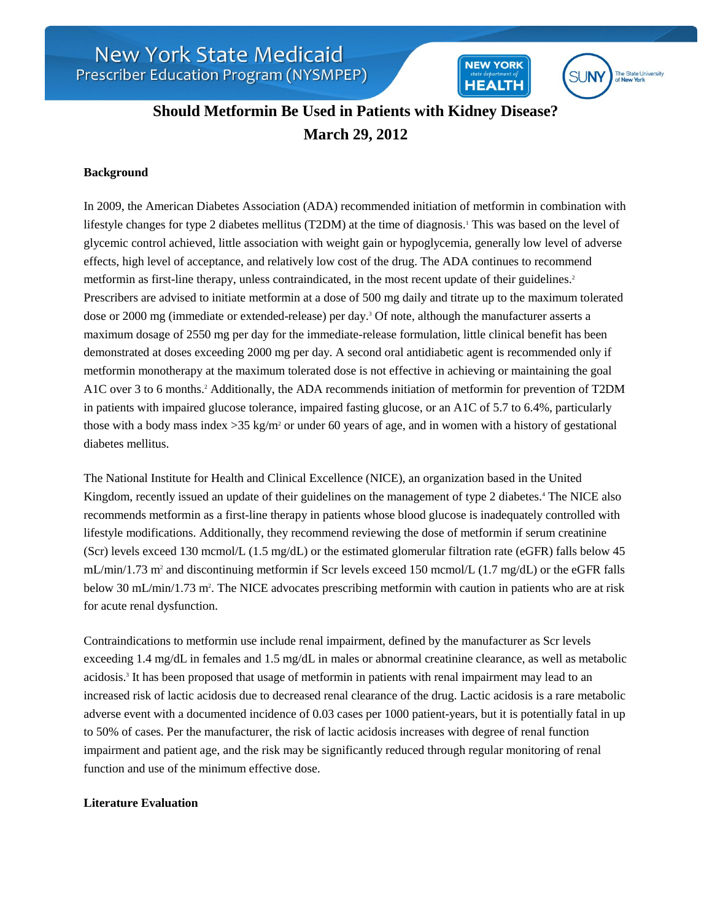# Should Metformin Be Used in Patients with Kidney Disease?

## March 29, 2012

### Background

In 2009, the American Diabetes Association (ADA) recommended initiation of metformin in combination with lifestyle changes for type 2 diabetes mellitus (T2DM) at the time of diagnosis.[1] This was based on the level of glycemic control achieved, little association with weight gain or hypoglycemia, generally low level of adverse effects, high level of acceptance, and relatively low cost of the drug. The ADA continues to recommend metformin as first-line therapy, unless contraindicated, in the most recent update of their guidelines.[2] Prescribers are advised to initiate metformin at a dose of 500 mg daily and titrate up to the maximum tolerated dose or 2000 mg (immediate or extended-release) per day.[3] Of note, although the manufacturer asserts a maximum dosage of 2550 mg per day for the immediate-release formulation, little clinical benefit has been demonstrated at doses exceeding 2000 mg per day. A second oral antidiabetic agent is recommended only if metformin monotherapy at the maximum tolerated dose is not effective in achieving or maintaining the goal A1C over 3 to 6 months.[2] Additionally, the ADA recommends initiation of metformin for prevention of T2DM in patients with impaired glucose tolerance, impaired fasting glucose, or an A1C of 5.7 to 6.4%, particularly those with a body mass index >35 kg/m$^2$ or under 60 years of age, and in women with a history of gestational diabetes mellitus.

The National Institute for Health and Clinical Excellence (NICE), an organization based in the United Kingdom, recently issued an update of their guidelines on the management of type 2 diabetes.[4] The NICE also recommends metformin as a first-line therapy in patients whose blood glucose is inadequately controlled with lifestyle modifications. Additionally, they recommend reviewing the dose of metformin if serum creatinine (Scr) levels exceed 130 mcmol/L (1.5 mg/dL) or the estimated glomerular filtration rate (eGFR) falls below 45 mL/min/1.73 m$^2$ and discontinuing metformin if Scr levels exceed 150 mcmol/L (1.7 mg/dL) or the eGFR falls below 30 mL/min/1.73 m$^2$. The NICE advocates prescribing metformin with caution in patients who are at risk for acute renal dysfunction.

Contraindications to metformin use include renal impairment, defined by the manufacturer as Scr levels exceeding 1.4 mg/dL in females and 1.5 mg/dL in males or abnormal creatinine clearance, as well as metabolic acidosis.[3] It has been proposed that usage of metformin in patients with renal impairment may lead to an increased risk of lactic acidosis due to decreased renal clearance of the drug. Lactic acidosis is a rare metabolic adverse event with a documented incidence of 0.03 cases per 1000 patient-years, but it is potentially fatal in up to 50% of cases. Per the manufacturer, the risk of lactic acidosis increases with degree of renal function impairment and patient age, and the risk may be significantly reduced through regular monitoring of renal function and use of the minimum effective dose.

### Literature Evaluation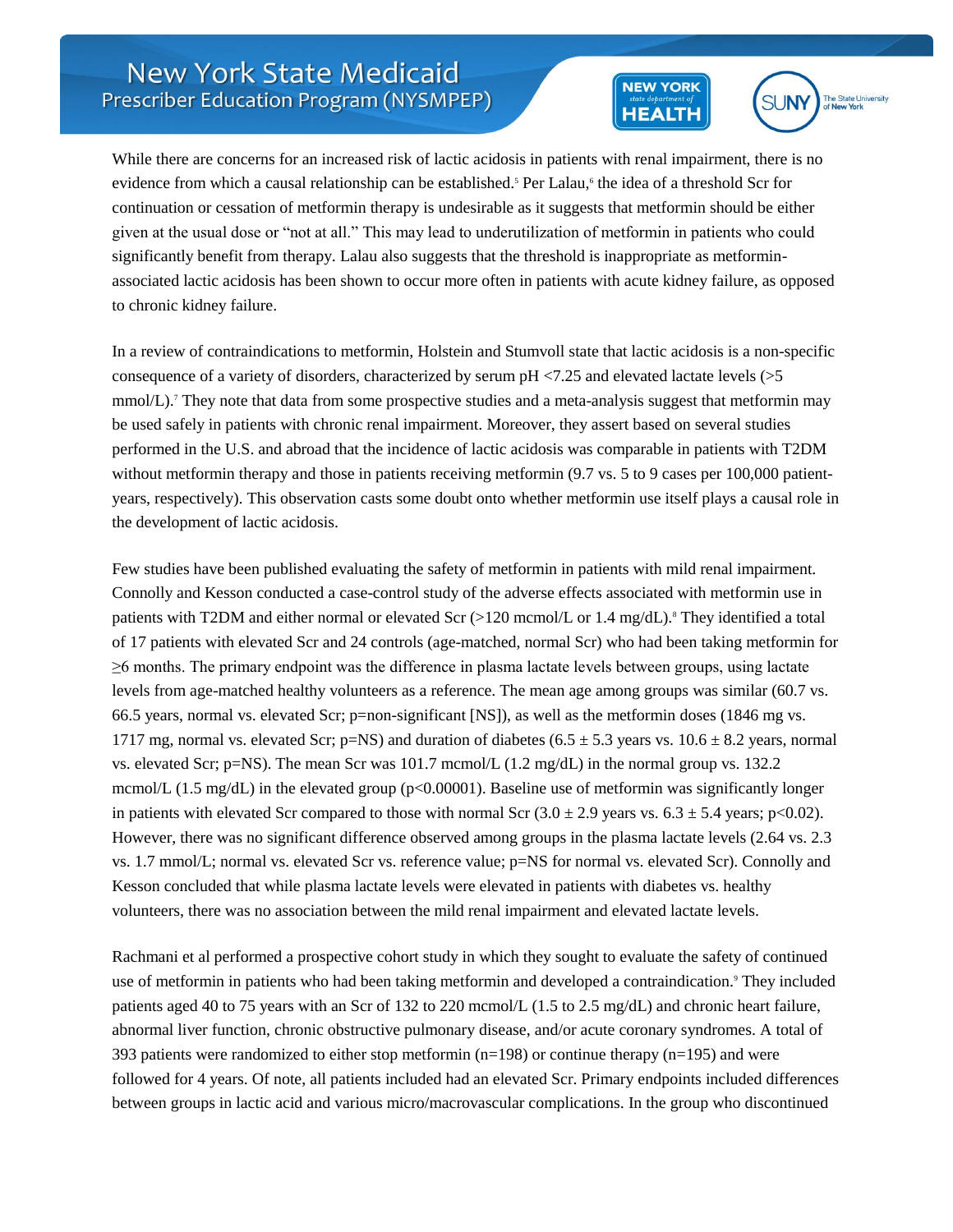While there are concerns for an increased risk of lactic acidosis in patients with renal impairment, there is no evidence from which a causal relationship can be established.[5] Per Lalau,[6] the idea of a threshold Scr for continuation or cessation of metformin therapy is undesirable as it suggests that metformin should be either given at the usual dose or "not at all." This may lead to underutilization of metformin in patients who could significantly benefit from therapy. Lalau also suggests that the threshold is inappropriate as metformin-associated lactic acidosis has been shown to occur more often in patients with acute kidney failure, as opposed to chronic kidney failure.

In a review of contraindications to metformin, Holstein and Stumvoll state that lactic acidosis is a non-specific consequence of a variety of disorders, characterized by serum pH <7.25 and elevated lactate levels (>5 mmol/L).[7] They note that data from some prospective studies and a meta-analysis suggest that metformin may be used safely in patients with chronic renal impairment. Moreover, they assert based on several studies performed in the U.S. and abroad that the incidence of lactic acidosis was comparable in patients with T2DM without metformin therapy and those in patients receiving metformin (9.7 vs. 5 to 9 cases per 100,000 patient-years, respectively). This observation casts some doubt onto whether metformin use itself plays a causal role in the development of lactic acidosis.

Few studies have been published evaluating the safety of metformin in patients with mild renal impairment. Connolly and Kesson conducted a case-control study of the adverse effects associated with metformin use in patients with T2DM and either normal or elevated Scr (>120 mcmol/L or 1.4 mg/dL).[8] They identified a total of 17 patients with elevated Scr and 24 controls (age-matched, normal Scr) who had been taking metformin for ≥6 months. The primary endpoint was the difference in plasma lactate levels between groups, using lactate levels from age-matched healthy volunteers as a reference. The mean age among groups was similar (60.7 vs. 66.5 years, normal vs. elevated Scr; p=non-significant [NS]), as well as the metformin doses (1846 mg vs. 1717 mg, normal vs. elevated Scr; p=NS) and duration of diabetes (6.5 ± 5.3 years vs. 10.6 ± 8.2 years, normal vs. elevated Scr; p=NS). The mean Scr was 101.7 mcmol/L (1.2 mg/dL) in the normal group vs. 132.2 mcmol/L (1.5 mg/dL) in the elevated group (p<0.00001). Baseline use of metformin was significantly longer in patients with elevated Scr compared to those with normal Scr (3.0 ± 2.9 years vs. 6.3 ± 5.4 years; p<0.02). However, there was no significant difference observed among groups in the plasma lactate levels (2.64 vs. 2.3 vs. 1.7 mmol/L; normal vs. elevated Scr vs. reference value; p=NS for normal vs. elevated Scr). Connolly and Kesson concluded that while plasma lactate levels were elevated in patients with diabetes vs. healthy volunteers, there was no association between the mild renal impairment and elevated lactate levels.

Rachmani et al performed a prospective cohort study in which they sought to evaluate the safety of continued use of metformin in patients who had been taking metformin and developed a contraindication.[9] They included patients aged 40 to 75 years with an Scr of 132 to 220 mcmol/L (1.5 to 2.5 mg/dL) and chronic heart failure, abnormal liver function, chronic obstructive pulmonary disease, and/or acute coronary syndromes. A total of 393 patients were randomized to either stop metformin (n=198) or continue therapy (n=195) and were followed for 4 years. Of note, all patients included had an elevated Scr. Primary endpoints included differences between groups in lactic acid and various micro/macrovascular complications. In the group who discontinued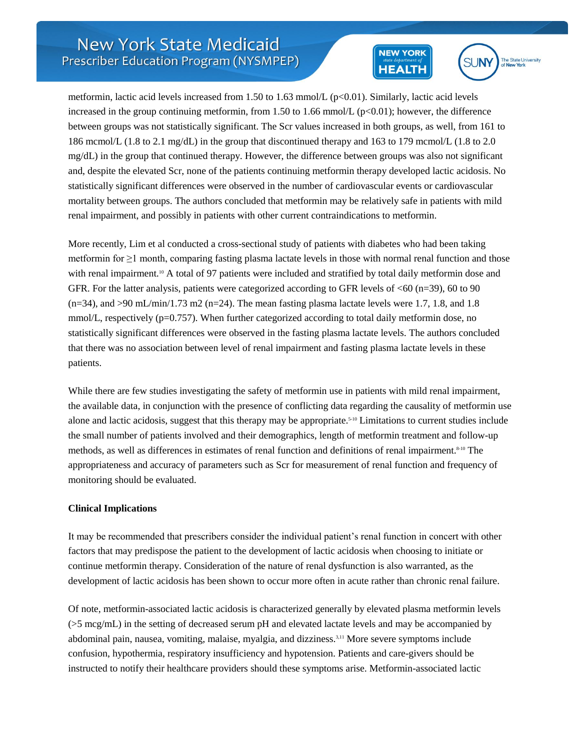metformin, lactic acid levels increased from 1.50 to 1.63 mmol/L ($p<0.01$). Similarly, lactic acid levels increased in the group continuing metformin, from 1.50 to 1.66 mmol/L ($p<0.01$); however, the difference between groups was not statistically significant. The Scr values increased in both groups, as well, from 161 to 186 mcmol/L (1.8 to 2.1 mg/dL) in the group that discontinued therapy and 163 to 179 mcmol/L (1.8 to 2.0 mg/dL) in the group that continued therapy. However, the difference between groups was also not significant and, despite the elevated Scr, none of the patients continuing metformin therapy developed lactic acidosis. No statistically significant differences were observed in the number of cardiovascular events or cardiovascular mortality between groups. The authors concluded that metformin may be relatively safe in patients with mild renal impairment, and possibly in patients with other current contraindications to metformin.

More recently, Lim et al conducted a cross-sectional study of patients with diabetes who had been taking metformin for ≥1 month, comparing fasting plasma lactate levels in those with normal renal function and those with renal impairment.[10] A total of 97 patients were included and stratified by total daily metformin dose and GFR. For the latter analysis, patients were categorized according to GFR levels of <60 (n=39), 60 to 90 (n=34), and >90 mL/min/1.73 m2 (n=24). The mean fasting plasma lactate levels were 1.7, 1.8, and 1.8 mmol/L, respectively ($p=0.757$). When further categorized according to total daily metformin dose, no statistically significant differences were observed in the fasting plasma lactate levels. The authors concluded that there was no association between level of renal impairment and fasting plasma lactate levels in these patients.

While there are few studies investigating the safety of metformin use in patients with mild renal impairment, the available data, in conjunction with the presence of conflicting data regarding the causality of metformin use alone and lactic acidosis, suggest that this therapy may be appropriate.[5-10] Limitations to current studies include the small number of patients involved and their demographics, length of metformin treatment and follow-up methods, as well as differences in estimates of renal function and definitions of renal impairment.[8-10] The appropriateness and accuracy of parameters such as Scr for measurement of renal function and frequency of monitoring should be evaluated.

**Clinical Implications**

It may be recommended that prescribers consider the individual patient's renal function in concert with other factors that may predispose the patient to the development of lactic acidosis when choosing to initiate or continue metformin therapy. Consideration of the nature of renal dysfunction is also warranted, as the development of lactic acidosis has been shown to occur more often in acute rather than chronic renal failure.

Of note, metformin-associated lactic acidosis is characterized generally by elevated plasma metformin levels (>5 mcg/mL) in the setting of decreased serum pH and elevated lactate levels and may be accompanied by abdominal pain, nausea, vomiting, malaise, myalgia, and dizziness.[3,11] More severe symptoms include confusion, hypothermia, respiratory insufficiency and hypotension. Patients and care-givers should be instructed to notify their healthcare providers should these symptoms arise. Metformin-associated lactic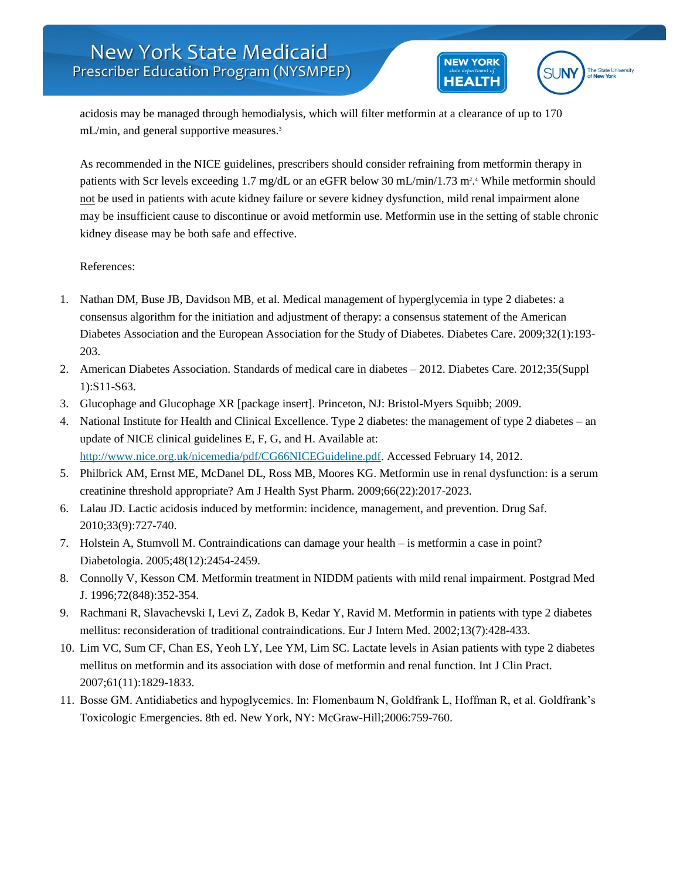acidosis may be managed through hemodialysis, which will filter metformin at a clearance of up to 170 mL/min, and general supportive measures.[3]

As recommended in the NICE guidelines, prescribers should consider refraining from metformin therapy in patients with Scr levels exceeding 1.7 mg/dL or an eGFR below 30 mL/min/1.73 $m^2$.[4] While metformin should not be used in patients with acute kidney failure or severe kidney dysfunction, mild renal impairment alone may be insufficient cause to discontinue or avoid metformin use. Metformin use in the setting of stable chronic kidney disease may be both safe and effective.

References:

1. Nathan DM, Buse JB, Davidson MB, et al. Medical management of hyperglycemia in type 2 diabetes: a consensus algorithm for the initiation and adjustment of therapy: a consensus statement of the American Diabetes Association and the European Association for the Study of Diabetes. Diabetes Care. 2009;32(1):193-203.
2. American Diabetes Association. Standards of medical care in diabetes – 2012. Diabetes Care. 2012;35(Suppl 1):S11-S63.
3. Glucophage and Glucophage XR [package insert]. Princeton, NJ: Bristol-Myers Squibb; 2009.
4. National Institute for Health and Clinical Excellence. Type 2 diabetes: the management of type 2 diabetes – an update of NICE clinical guidelines E, F, G, and H. Available at: http://www.nice.org.uk/nicemedia/pdf/CG66NICEGuideline.pdf. Accessed February 14, 2012.
5. Philbrick AM, Ernst ME, McDanel DL, Ross MB, Moores KG. Metformin use in renal dysfunction: is a serum creatinine threshold appropriate? Am J Health Syst Pharm. 2009;66(22):2017-2023.
6. Lalau JD. Lactic acidosis induced by metformin: incidence, management, and prevention. Drug Saf. 2010;33(9):727-740.
7. Holstein A, Stumvoll M. Contraindications can damage your health – is metformin a case in point? Diabetologia. 2005;48(12):2454-2459.
8. Connolly V, Kesson CM. Metformin treatment in NIDDM patients with mild renal impairment. Postgrad Med J. 1996;72(848):352-354.
9. Rachmani R, Slavachevski I, Levi Z, Zadok B, Kedar Y, Ravid M. Metformin in patients with type 2 diabetes mellitus: reconsideration of traditional contraindications. Eur J Intern Med. 2002;13(7):428-433.
10. Lim VC, Sum CF, Chan ES, Yeoh LY, Lee YM, Lim SC. Lactate levels in Asian patients with type 2 diabetes mellitus on metformin and its association with dose of metformin and renal function. Int J Clin Pract. 2007;61(11):1829-1833.
11. Bosse GM. Antidiabetics and hypoglycemics. In: Flomenbaum N, Goldfrank L, Hoffman R, et al. Goldfrank's Toxicologic Emergencies. 8th ed. New York, NY: McGraw-Hill;2006:759-760.